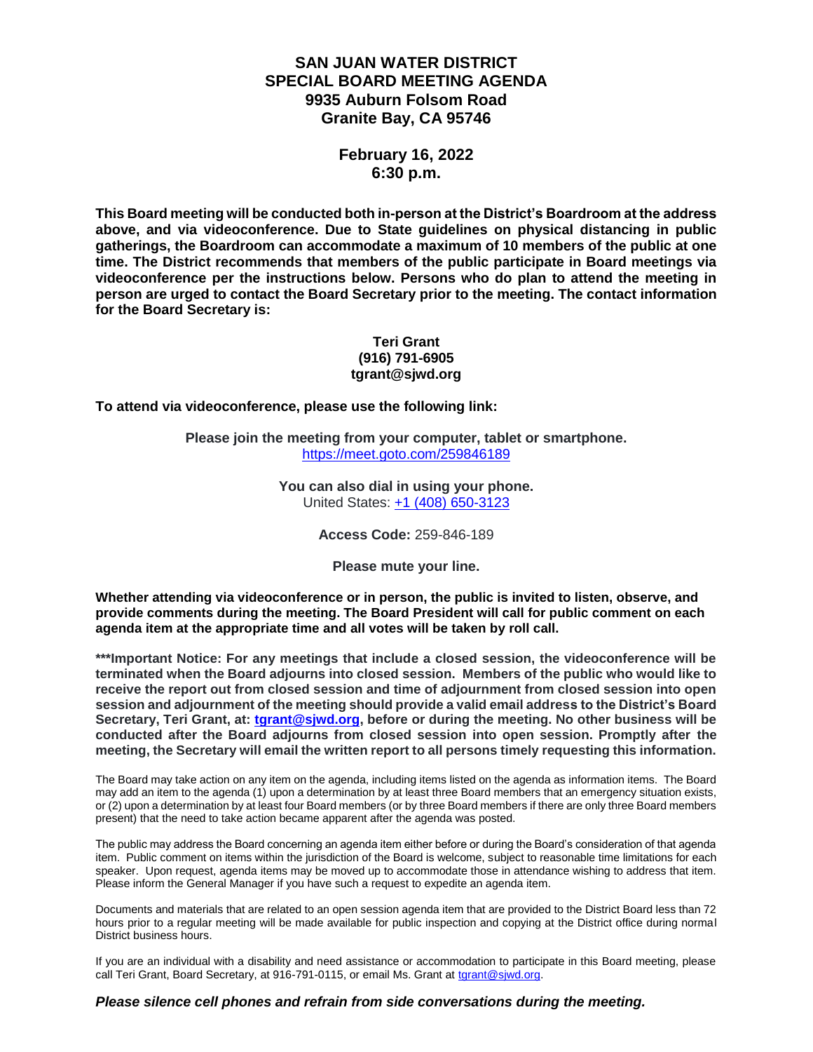# SAN JUAN WATER DISTRICT
# SPECIAL BOARD MEETING AGENDA
# 9935 Auburn Folsom Road
# Granite Bay, CA 95746

## February 16, 2022
## 6:30 p.m.

**This Board meeting will be conducted both in-person at the District's Boardroom at the address above, and via videoconference. Due to State guidelines on physical distancing in public gatherings, the Boardroom can accommodate a maximum of 10 members of the public at one time. The District recommends that members of the public participate in Board meetings via videoconference per the instructions below. Persons who do plan to attend the meeting in person are urged to contact the Board Secretary prior to the meeting. The contact information for the Board Secretary is:**

**Teri Grant**
**(916) 791-6905**
**tgrant@sjwd.org**

**To attend via videoconference, please use the following link:**

**Please join the meeting from your computer, tablet or smartphone.**
https://meet.goto.com/259846189

**You can also dial in using your phone.**
United States: +1 (408) 650-3123

**Access Code:** 259-846-189

**Please mute your line.**

**Whether attending via videoconference or in person, the public is invited to listen, observe, and provide comments during the meeting. The Board President will call for public comment on each agenda item at the appropriate time and all votes will be taken by roll call.**

**\*\*\*Important Notice: For any meetings that include a closed session, the videoconference will be terminated when the Board adjourns into closed session. Members of the public who would like to receive the report out from closed session and time of adjournment from closed session into open session and adjournment of the meeting should provide a valid email address to the District's Board Secretary, Teri Grant, at: tgrant@sjwd.org, before or during the meeting. No other business will be conducted after the Board adjourns from closed session into open session. Promptly after the meeting, the Secretary will email the written report to all persons timely requesting this information.**

The Board may take action on any item on the agenda, including items listed on the agenda as information items. The Board may add an item to the agenda (1) upon a determination by at least three Board members that an emergency situation exists, or (2) upon a determination by at least four Board members (or by three Board members if there are only three Board members present) that the need to take action became apparent after the agenda was posted.

The public may address the Board concerning an agenda item either before or during the Board's consideration of that agenda item. Public comment on items within the jurisdiction of the Board is welcome, subject to reasonable time limitations for each speaker. Upon request, agenda items may be moved up to accommodate those in attendance wishing to address that item. Please inform the General Manager if you have such a request to expedite an agenda item.

Documents and materials that are related to an open session agenda item that are provided to the District Board less than 72 hours prior to a regular meeting will be made available for public inspection and copying at the District office during normal District business hours.

If you are an individual with a disability and need assistance or accommodation to participate in this Board meeting, please call Teri Grant, Board Secretary, at 916-791-0115, or email Ms. Grant at tgrant@sjwd.org.

***Please silence cell phones and refrain from side conversations during the meeting.***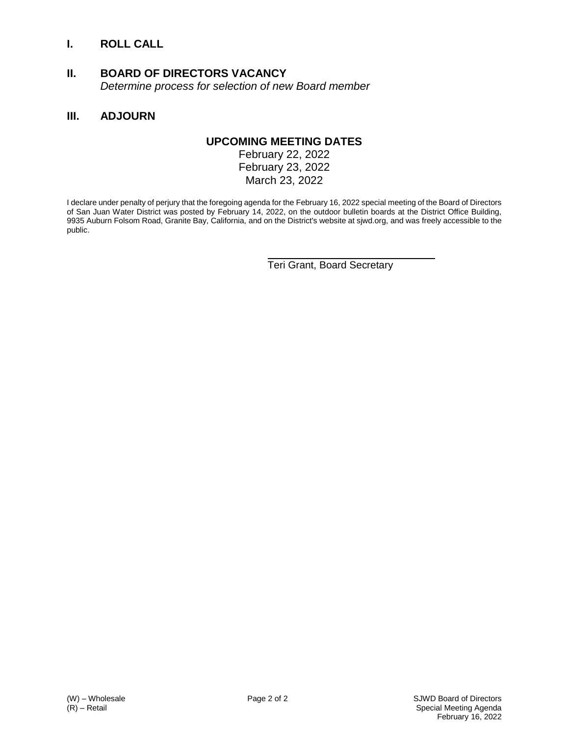## I. ROLL CALL

## II. BOARD OF DIRECTORS VACANCY

*Determine process for selection of new Board member*

## III. ADJOURN

### UPCOMING MEETING DATES

February 22, 2022
February 23, 2022
March 23, 2022

I declare under penalty of perjury that the foregoing agenda for the February 16, 2022 special meeting of the Board of Directors of San Juan Water District was posted by February 14, 2022, on the outdoor bulletin boards at the District Office Building, 9935 Auburn Folsom Road, Granite Bay, California, and on the District's website at sjwd.org, and was freely accessible to the public.

Teri Grant, Board Secretary

(W) – Wholesale
(R) – Retail